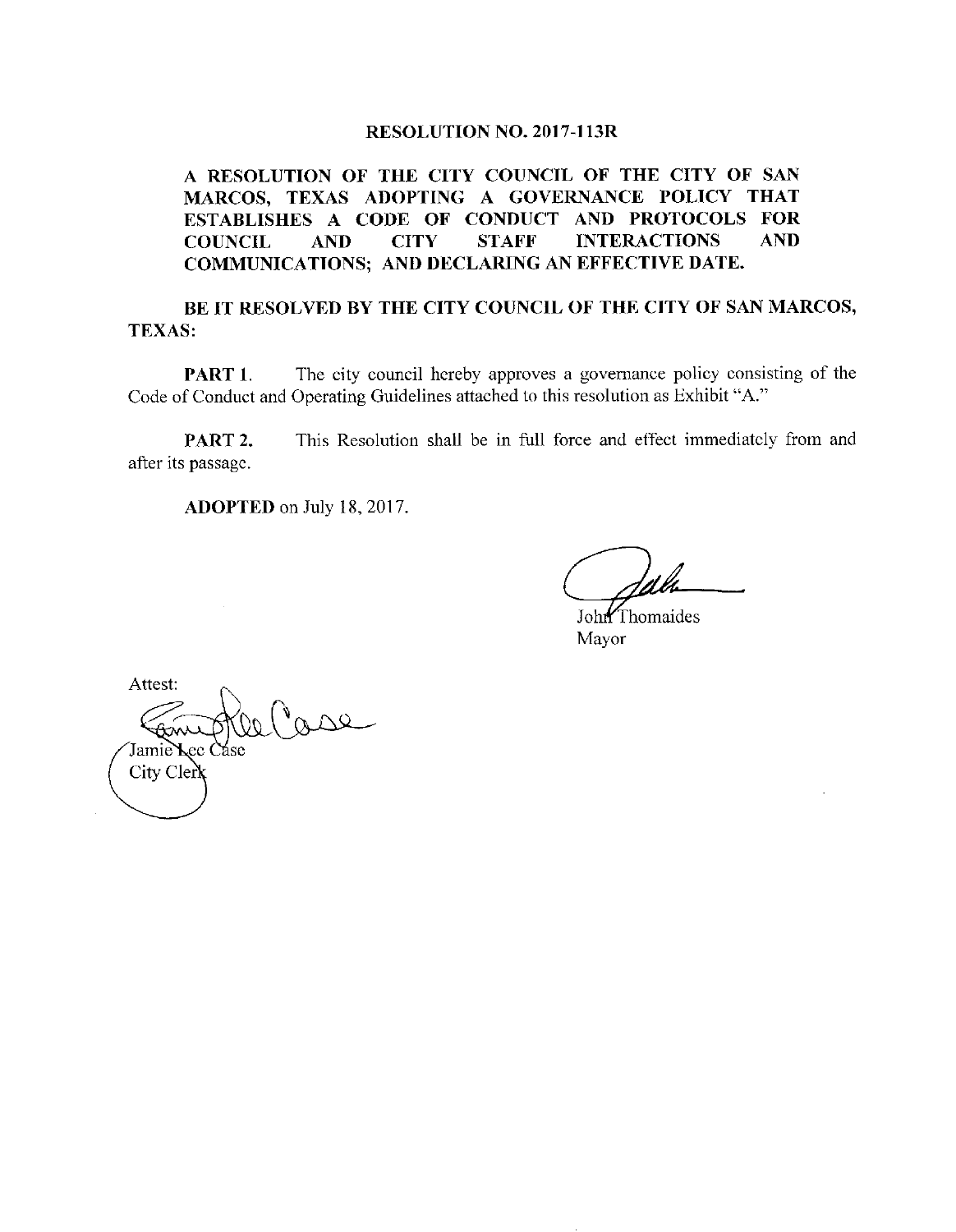# RESOLUTION NO. 2017-113R

**A RESOLUTION OF THE CITY COUNCIL OF THE CITY OF SAN MARCOS, TEXAS ADOPTING A GOVERNANCE POLICY THAT ESTABLISHES A CODE OF CONDUCT AND PROTOCOLS FOR COUNCIL AND CITY STAFF INTERACTIONS AND COMMUNICATIONS; AND DECLARING AN EFFECTIVE DATE.**

**BE IT RESOLVED BY THE CITY COUNCIL OF THE CITY OF SAN MARCOS, TEXAS:**

**PART 1.** The city council hereby approves a governance policy consisting of the Code of Conduct and Operating Guidelines attached to this resolution as Exhibit "A."

**PART 2.** This Resolution shall be in full force and effect immediately from and after its passage.

**ADOPTED** on July 18, 2017.

John Thomaides
Mayor

Attest:

Jamie Lee Case
City Clerk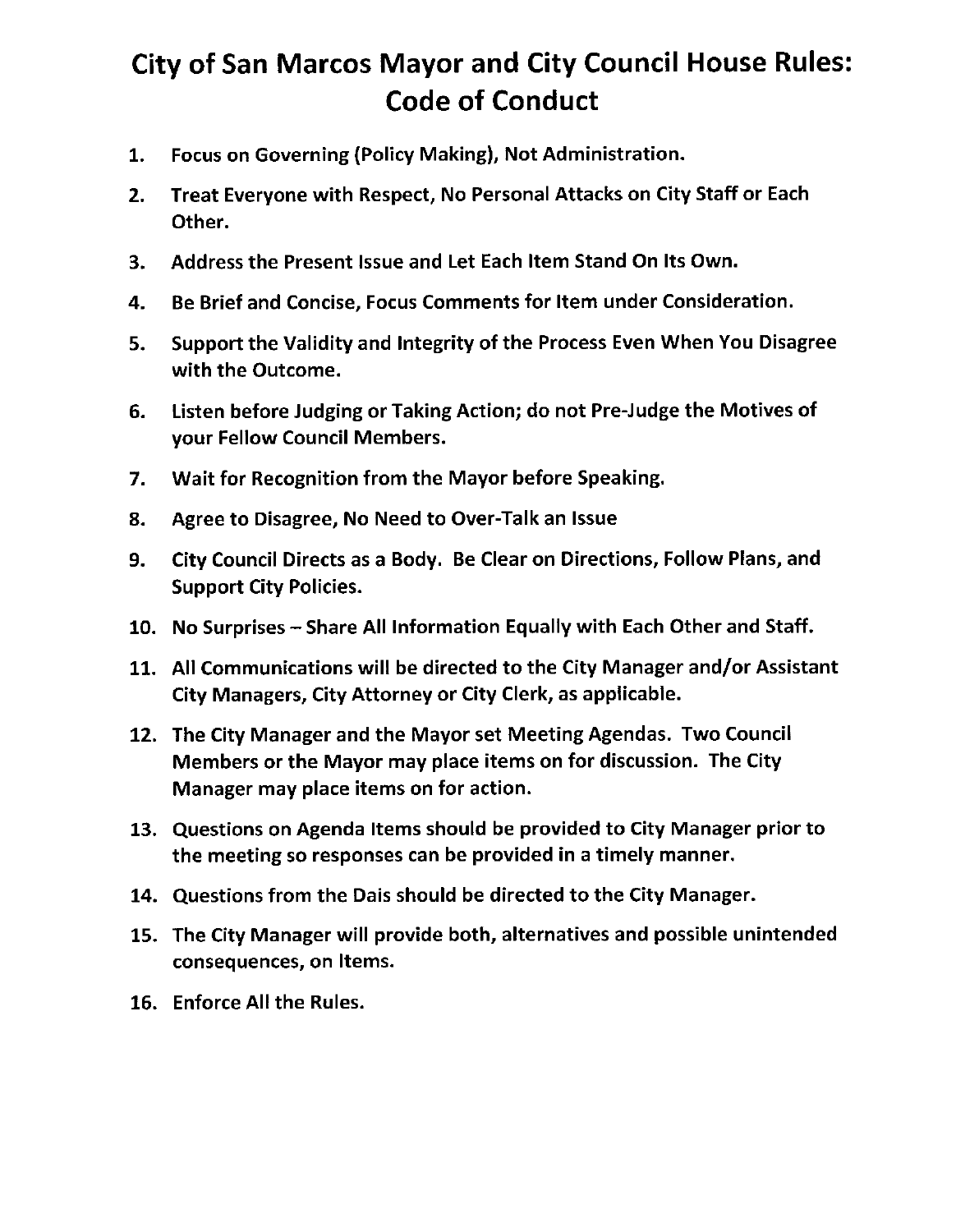# City of San Marcos Mayor and City Council House Rules: Code of Conduct

1. Focus on Governing (Policy Making), Not Administration.
2. Treat Everyone with Respect, No Personal Attacks on City Staff or Each Other.
3. Address the Present Issue and Let Each Item Stand On Its Own.
4. Be Brief and Concise, Focus Comments for Item under Consideration.
5. Support the Validity and Integrity of the Process Even When You Disagree with the Outcome.
6. Listen before Judging or Taking Action; do not Pre-Judge the Motives of your Fellow Council Members.
7. Wait for Recognition from the Mayor before Speaking.
8. Agree to Disagree, No Need to Over-Talk an Issue
9. City Council Directs as a Body. Be Clear on Directions, Follow Plans, and Support City Policies.
10. No Surprises – Share All Information Equally with Each Other and Staff.
11. All Communications will be directed to the City Manager and/or Assistant City Managers, City Attorney or City Clerk, as applicable.
12. The City Manager and the Mayor set Meeting Agendas. Two Council Members or the Mayor may place items on for discussion. The City Manager may place items on for action.
13. Questions on Agenda Items should be provided to City Manager prior to the meeting so responses can be provided in a timely manner.
14. Questions from the Dais should be directed to the City Manager.
15. The City Manager will provide both, alternatives and possible unintended consequences, on Items.
16. Enforce All the Rules.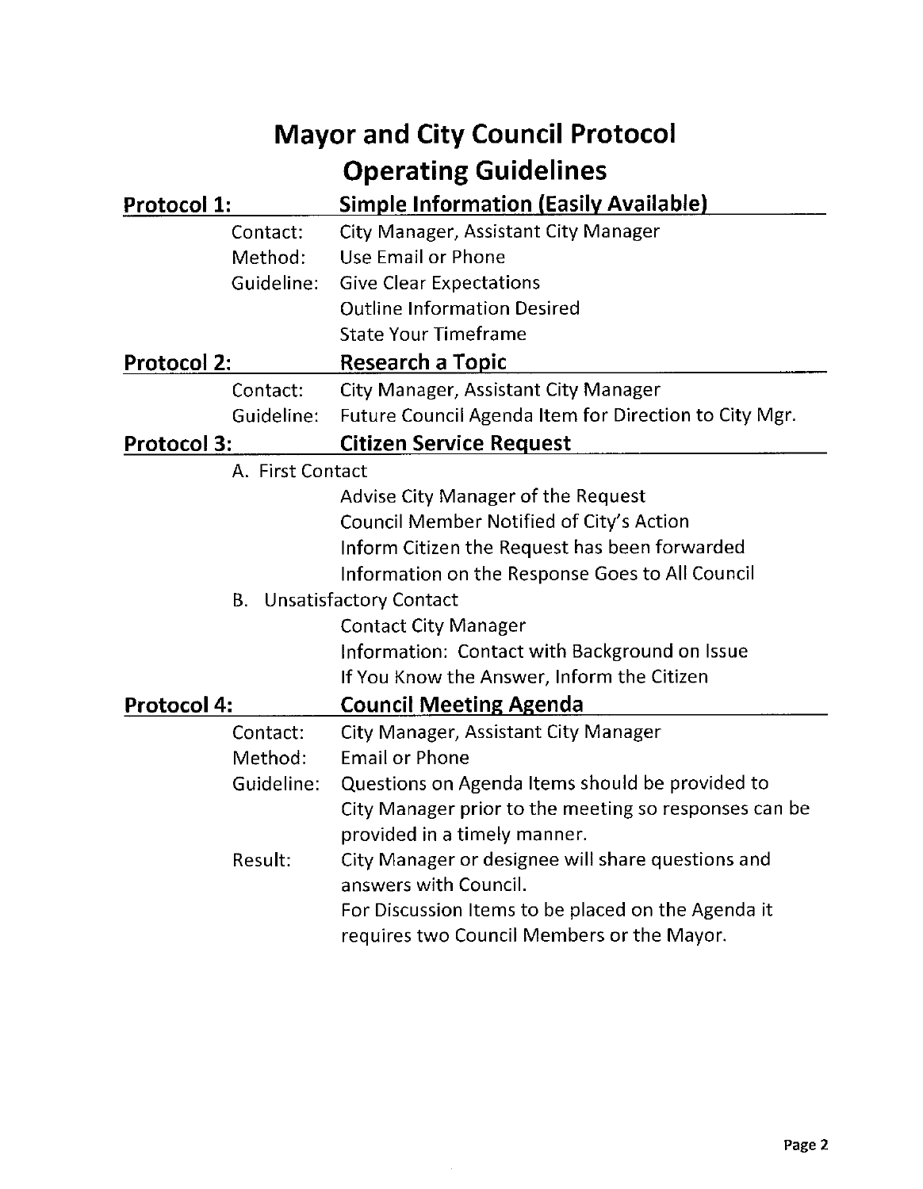# Mayor and City Council Protocol

## Operating Guidelines

### Protocol 1: Simple Information (Easily Available)

- **Contact:** City Manager, Assistant City Manager
- **Method:** Use Email or Phone
- **Guideline:** Give Clear Expectations
  - Outline Information Desired
  - State Your Timeframe

### Protocol 2: Research a Topic

- **Contact:** City Manager, Assistant City Manager
- **Guideline:** Future Council Agenda Item for Direction to City Mgr.

### Protocol 3: Citizen Service Request

A. First Contact
   - Advise City Manager of the Request
   - Council Member Notified of City's Action
   - Inform Citizen the Request has been forwarded
   - Information on the Response Goes to All Council

B. Unsatisfactory Contact
   - Contact City Manager
   - Information: Contact with Background on Issue
   - If You Know the Answer, Inform the Citizen

### Protocol 4: Council Meeting Agenda

- **Contact:** City Manager, Assistant City Manager
- **Method:** Email or Phone
- **Guideline:** Questions on Agenda Items should be provided to City Manager prior to the meeting so responses can be provided in a timely manner.
- **Result:** City Manager or designee will share questions and answers with Council.
  For Discussion Items to be placed on the Agenda it requires two Council Members or the Mayor.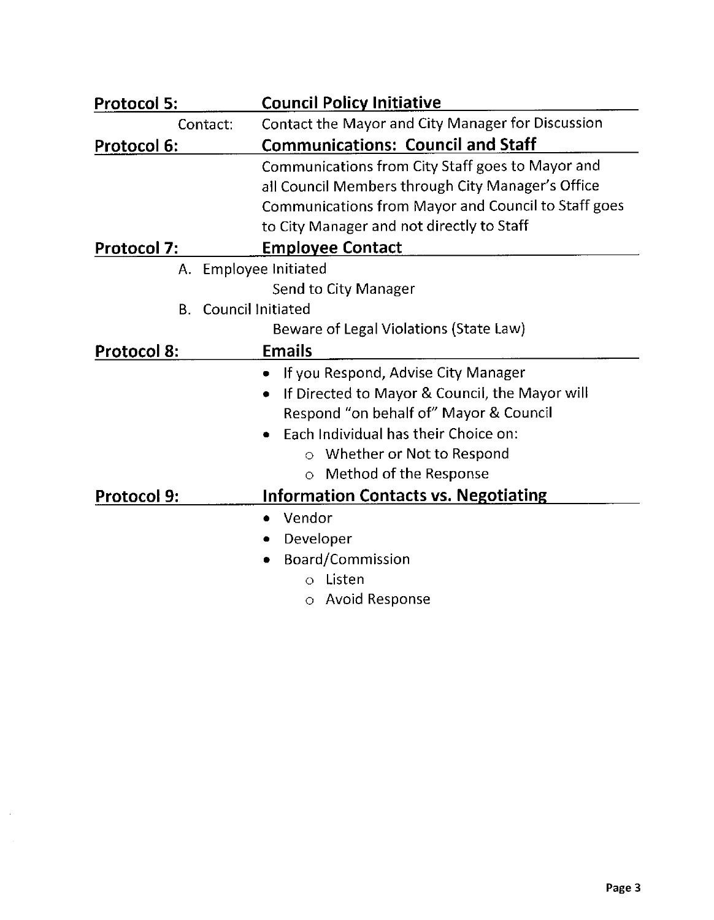## Protocol 5: Council Policy Initiative

Contact: Contact the Mayor and City Manager for Discussion

## Protocol 6: Communications: Council and Staff

Communications from City Staff goes to Mayor and all Council Members through City Manager's Office

Communications from Mayor and Council to Staff goes to City Manager and not directly to Staff

## Protocol 7: Employee Contact

A. Employee Initiated

Send to City Manager

B. Council Initiated

Beware of Legal Violations (State Law)

## Protocol 8: Emails

- If you Respond, Advise City Manager
- If Directed to Mayor & Council, the Mayor will Respond "on behalf of" Mayor & Council
- Each Individual has their Choice on:
  - Whether or Not to Respond
  - Method of the Response

## Protocol 9: Information Contacts vs. Negotiating

- Vendor
- Developer
- Board/Commission
  - Listen
  - Avoid Response